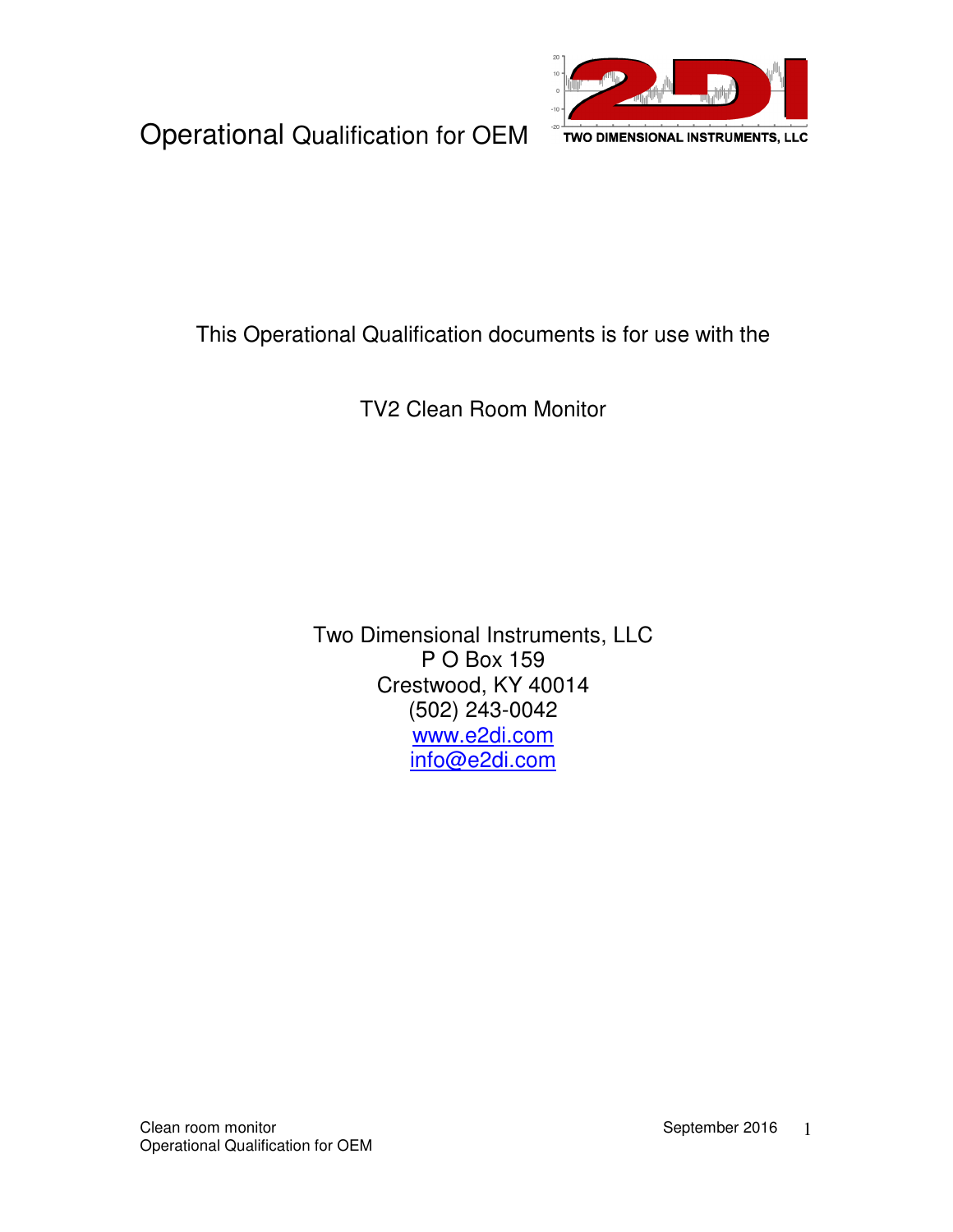# Operational Qualification for OEM

TWO DIMENSIONAL INSTRUMENTS, LLC

This Operational Qualification documents is for use with the

TV2 Clean Room Monitor

Two Dimensional Instruments, LLC
P O Box 159
Crestwood, KY 40014
(502) 243-0042
www.e2di.com
info@e2di.com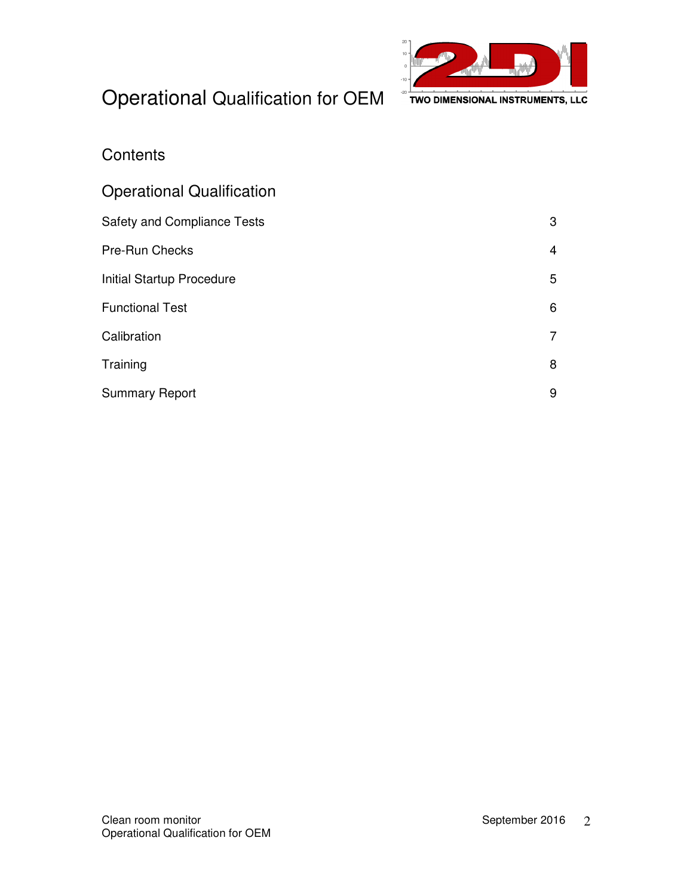# Operational Qualification for OEM

## Contents

## Operational Qualification

| | |
|---|---|
| Safety and Compliance Tests | 3 |
| Pre-Run Checks | 4 |
| Initial Startup Procedure | 5 |
| Functional Test | 6 |
| Calibration | 7 |
| Training | 8 |
| Summary Report | 9 |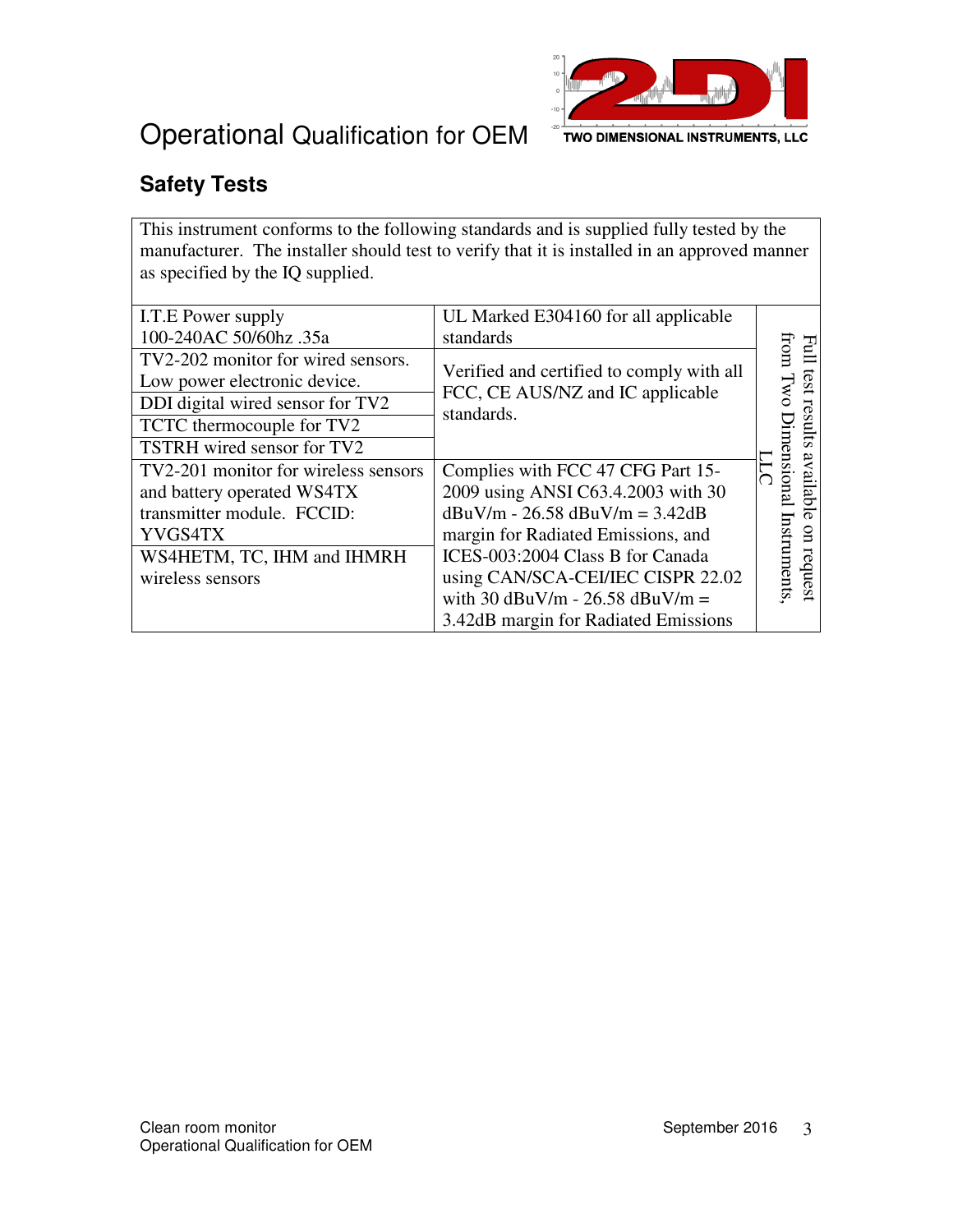# Operational Qualification for OEM

## Safety Tests

This instrument conforms to the following standards and is supplied fully tested by the manufacturer. The installer should test to verify that it is installed in an approved manner as specified by the IQ supplied.

| | | |
|---|---|---|
| I.T.E Power supply 100-240AC 50/60hz .35a | UL Marked E304160 for all applicable standards | Full test results available on request from Two Dimensional Instruments, LLC |
| TV2-202 monitor for wired sensors. Low power electronic device. | Verified and certified to comply with all FCC, CE AUS/NZ and IC applicable standards. | |
| DDI digital wired sensor for TV2 | | |
| TCTC thermocouple for TV2 | | |
| TSTRH wired sensor for TV2 | | |
| TV2-201 monitor for wireless sensors and battery operated WS4TX transmitter module. FCCID: YVGS4TX | Complies with FCC 47 CFG Part 15-2009 using ANSI C63.4.2003 with 30 dBuV/m - 26.58 dBuV/m = 3.42dB margin for Radiated Emissions, and ICES-003:2004 Class B for Canada using CAN/SCA-CEI/IEC CISPR 22.02 with 30 dBuV/m - 26.58 dBuV/m = 3.42dB margin for Radiated Emissions | |
| WS4HETM, TC, IHM and IHMRH wireless sensors | | |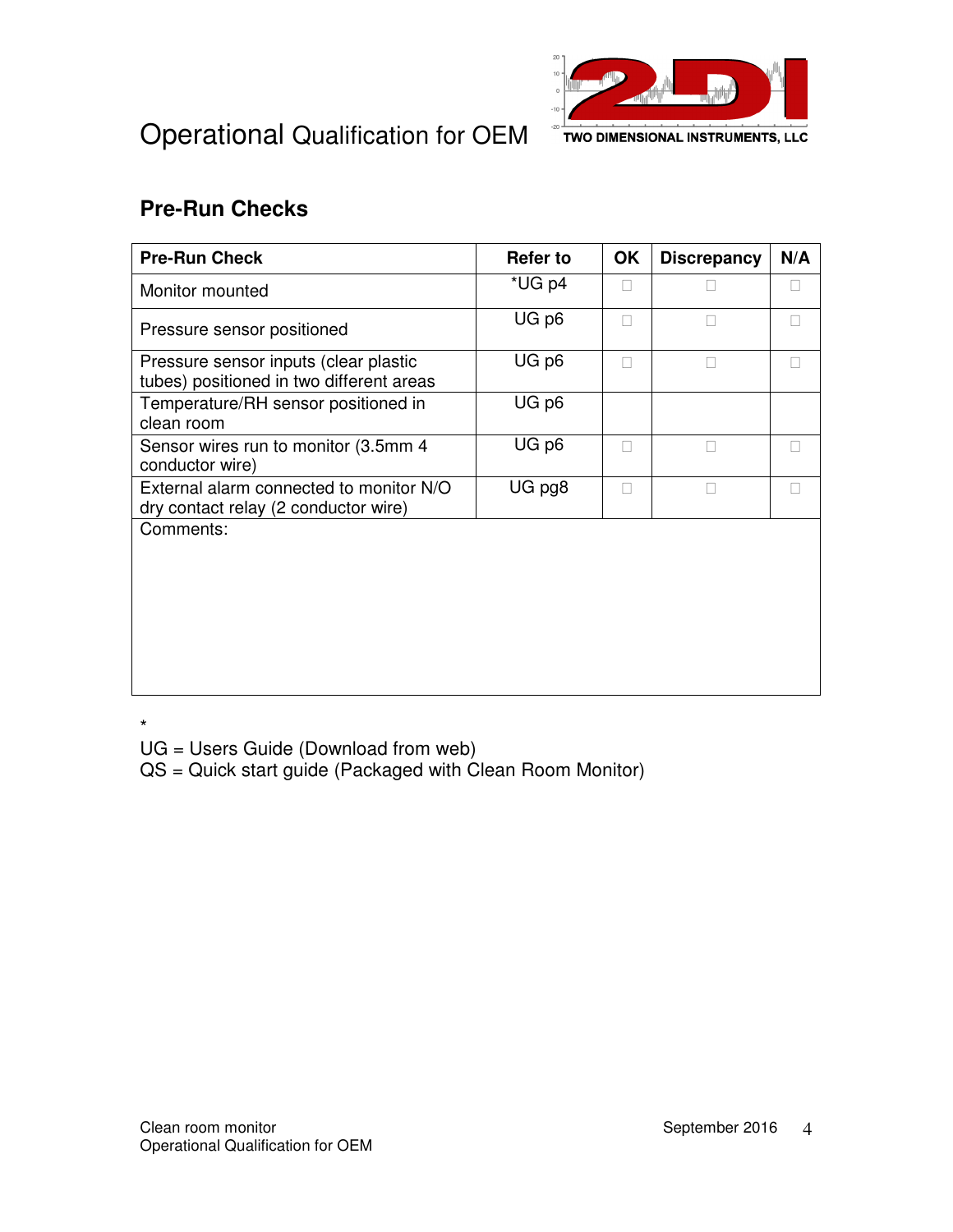# Operational Qualification for OEM

## Pre-Run Checks

| Pre-Run Check | Refer to | OK | Discrepancy | N/A |
|---|---|---|---|---|
| Monitor mounted | *UG p4 | ☐ | ☐ | ☐ |
| Pressure sensor positioned | UG p6 | ☐ | ☐ | ☐ |
| Pressure sensor inputs (clear plastic tubes) positioned in two different areas | UG p6 | ☐ | ☐ | ☐ |
| Temperature/RH sensor positioned in clean room | UG p6 | | | |
| Sensor wires run to monitor (3.5mm 4 conductor wire) | UG p6 | ☐ | ☐ | ☐ |
| External alarm connected to monitor N/O dry contact relay (2 conductor wire) | UG pg8 | ☐ | ☐ | ☐ |
| Comments: | | | | |

*
UG = Users Guide (Download from web)
QS = Quick start guide (Packaged with Clean Room Monitor)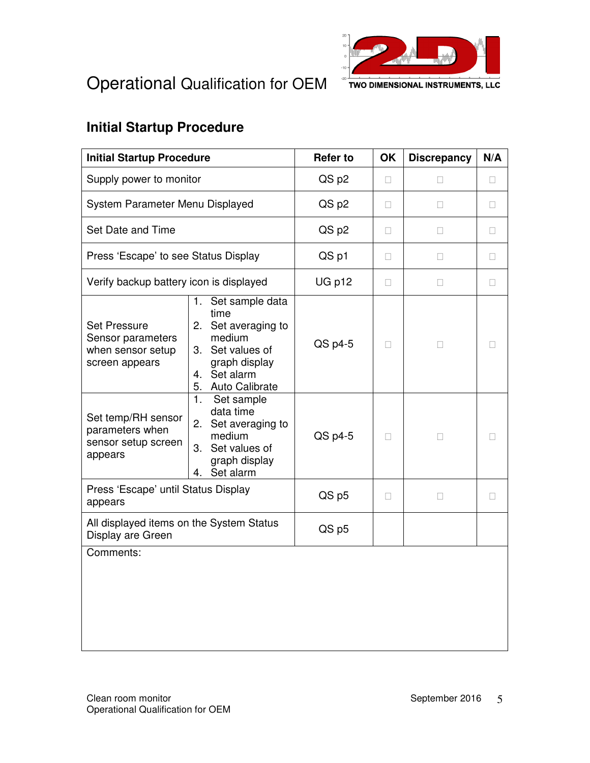# Operational Qualification for OEM

## Initial Startup Procedure

| Initial Startup Procedure | | Refer to | OK | Discrepancy | N/A |
|---|---|---|---|---|---|
| Supply power to monitor | | QS p2 | ☐ | ☐ | ☐ |
| System Parameter Menu Displayed | | QS p2 | ☐ | ☐ | ☐ |
| Set Date and Time | | QS p2 | ☐ | ☐ | ☐ |
| Press 'Escape' to see Status Display | | QS p1 | ☐ | ☐ | ☐ |
| Verify backup battery icon is displayed | | UG p12 | ☐ | ☐ | ☐ |
| Set Pressure Sensor parameters when sensor setup screen appears | 1. Set sample data time<br>2. Set averaging to medium<br>3. Set values of graph display<br>4. Set alarm<br>5. Auto Calibrate | QS p4-5 | ☐ | ☐ | ☐ |
| Set temp/RH sensor parameters when sensor setup screen appears | 1. Set sample data time<br>2. Set averaging to medium<br>3. Set values of graph display<br>4. Set alarm | QS p4-5 | ☐ | ☐ | ☐ |
| Press 'Escape' until Status Display appears | | QS p5 | ☐ | ☐ | ☐ |
| All displayed items on the System Status Display are Green | | QS p5 | | | |
| Comments: | | | | | |

Clean room monitor
Operational Qualification for OEM

September 2016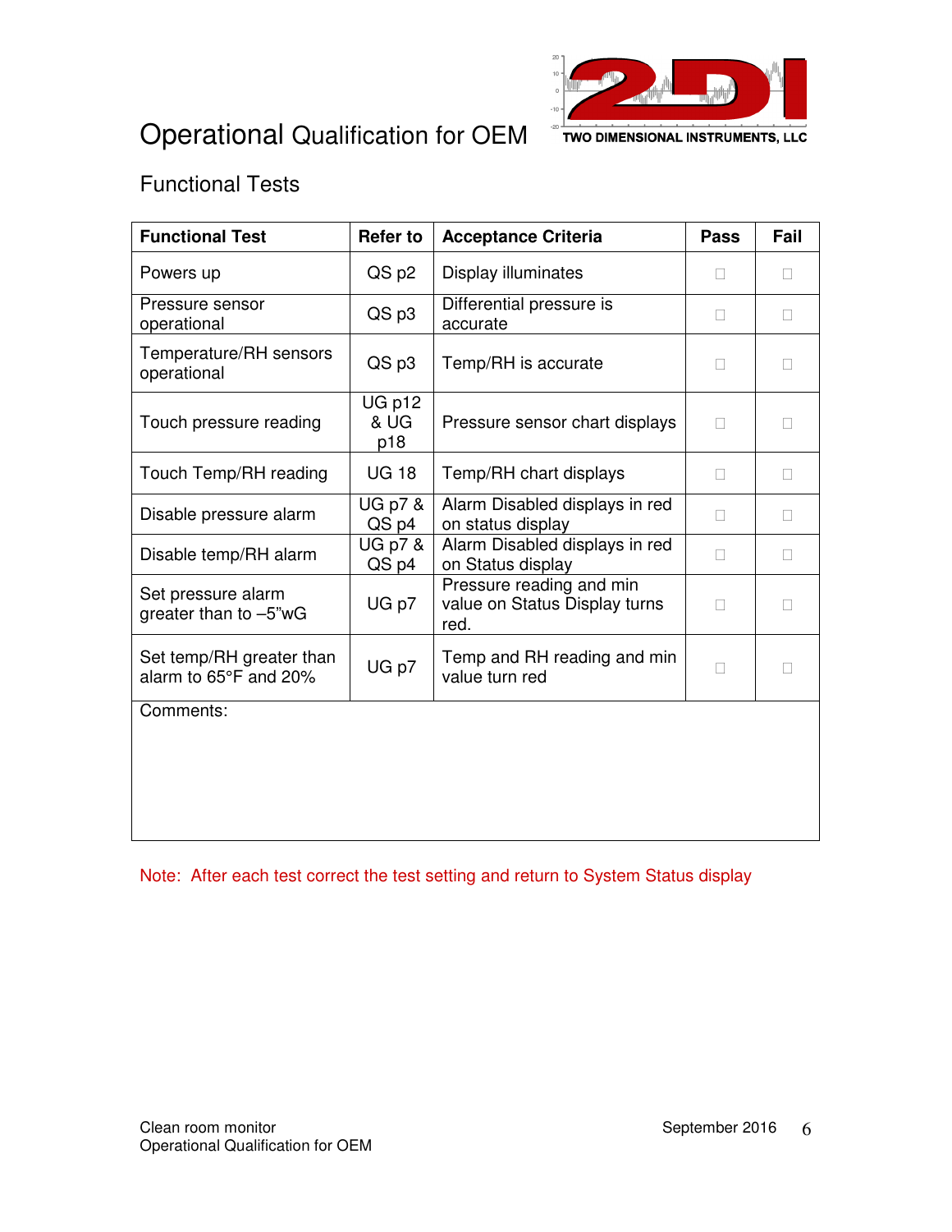# Operational Qualification for OEM

## Functional Tests

| Functional Test | Refer to | Acceptance Criteria | Pass | Fail |
|---|---|---|---|---|
| Powers up | QS p2 | Display illuminates | □ | □ |
| Pressure sensor operational | QS p3 | Differential pressure is accurate | □ | □ |
| Temperature/RH sensors operational | QS p3 | Temp/RH is accurate | □ | □ |
| Touch pressure reading | UG p12 & UG p18 | Pressure sensor chart displays | □ | □ |
| Touch Temp/RH reading | UG 18 | Temp/RH chart displays | □ | □ |
| Disable pressure alarm | UG p7 & QS p4 | Alarm Disabled displays in red on status display | □ | □ |
| Disable temp/RH alarm | UG p7 & QS p4 | Alarm Disabled displays in red on Status display | □ | □ |
| Set pressure alarm greater than to –5"wG | UG p7 | Pressure reading and min value on Status Display turns red. | □ | □ |
| Set temp/RH greater than alarm to 65°F and 20% | UG p7 | Temp and RH reading and min value turn red | □ | □ |
| Comments: | | | | |

Note: After each test correct the test setting and return to System Status display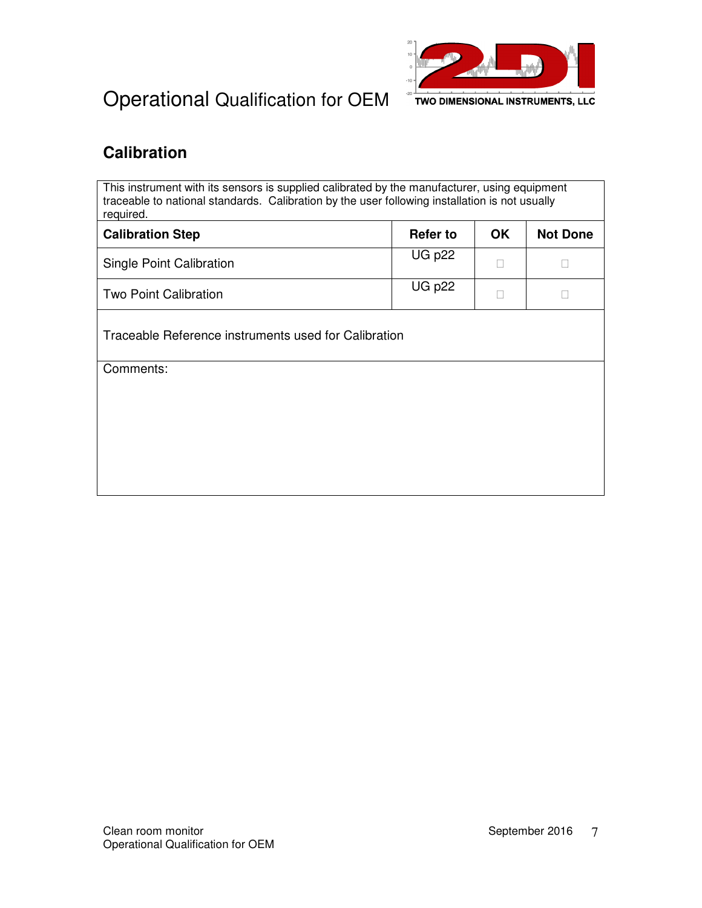## Calibration

| This instrument with its sensors is supplied calibrated by the manufacturer, using equipment traceable to national standards. Calibration by the user following installation is not usually required. | | | |
|---|---|---|---|
| **Calibration Step** | **Refer to** | **OK** | **Not Done** |
| Single Point Calibration | UG p22 | ☐ | ☐ |
| Two Point Calibration | UG p22 | ☐ | ☐ |
| Traceable Reference instruments used for Calibration | | | |
| Comments: | | | |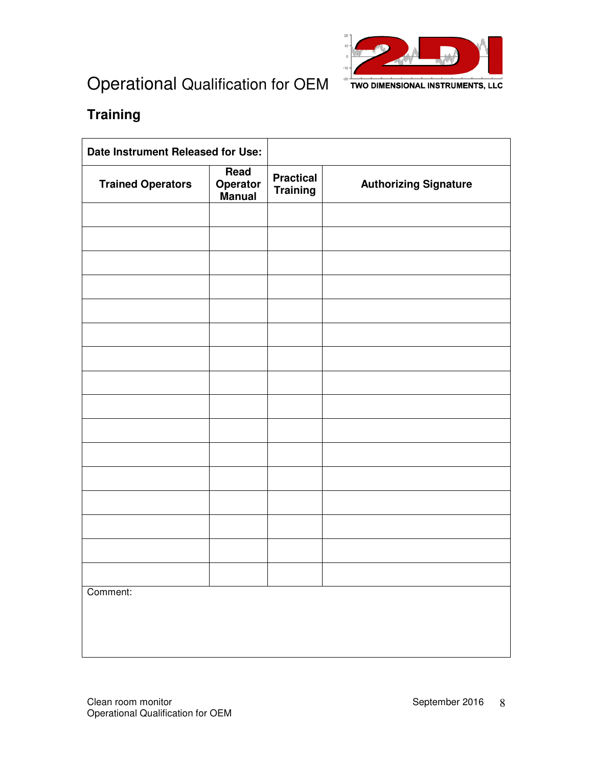# Operational Qualification for OEM

## Training

| Date Instrument Released for Use: | | | |
|---|---|---|---|
| **Trained Operators** | **Read Operator Manual** | **Practical Training** | **Authorizing Signature** |
| | | | |
| | | | |
| | | | |
| | | | |
| | | | |
| | | | |
| | | | |
| | | | |
| | | | |
| | | | |
| | | | |
| | | | |
| | | | |
| | | | |
| | | | |
| | | | |
| Comment: | | | |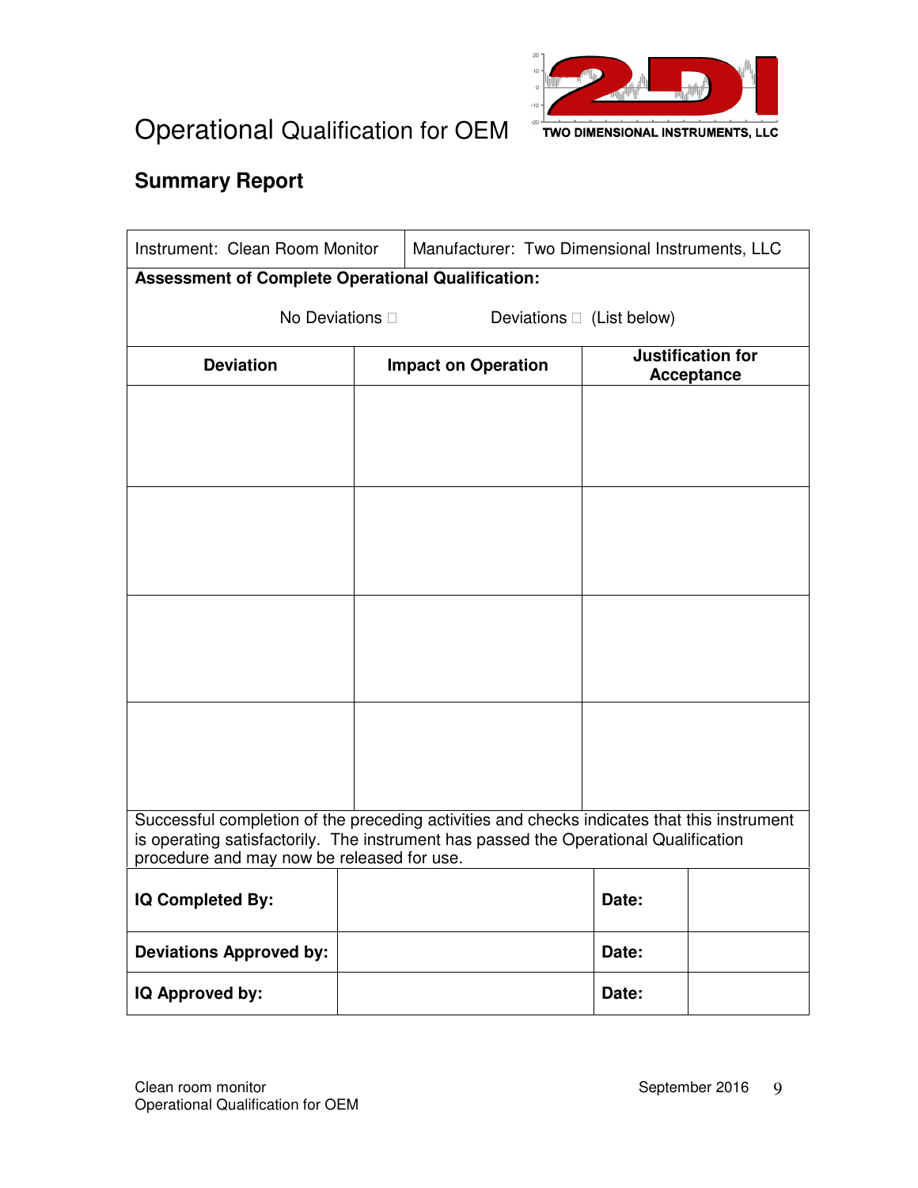# Operational Qualification for OEM

TWO DIMENSIONAL INSTRUMENTS, LLC

## Summary Report

| Instrument: Clean Room Monitor | Manufacturer: Two Dimensional Instruments, LLC | |
|---|---|---|
| **Assessment of Complete Operational Qualification:** | | |
| No Deviations ☐ | Deviations ☐ (List below) | |
| **Deviation** | **Impact on Operation** | **Justification for Acceptance** |
| | | |
| | | |
| | | |
| | | |
| Successful completion of the preceding activities and checks indicates that this instrument is operating satisfactorily. The instrument has passed the Operational Qualification procedure and may now be released for use. | | |

| | | | |
|---|---|---|---|
| **IQ Completed By:** | | **Date:** | |
| **Deviations Approved by:** | | **Date:** | |
| **IQ Approved by:** | | **Date:** | |